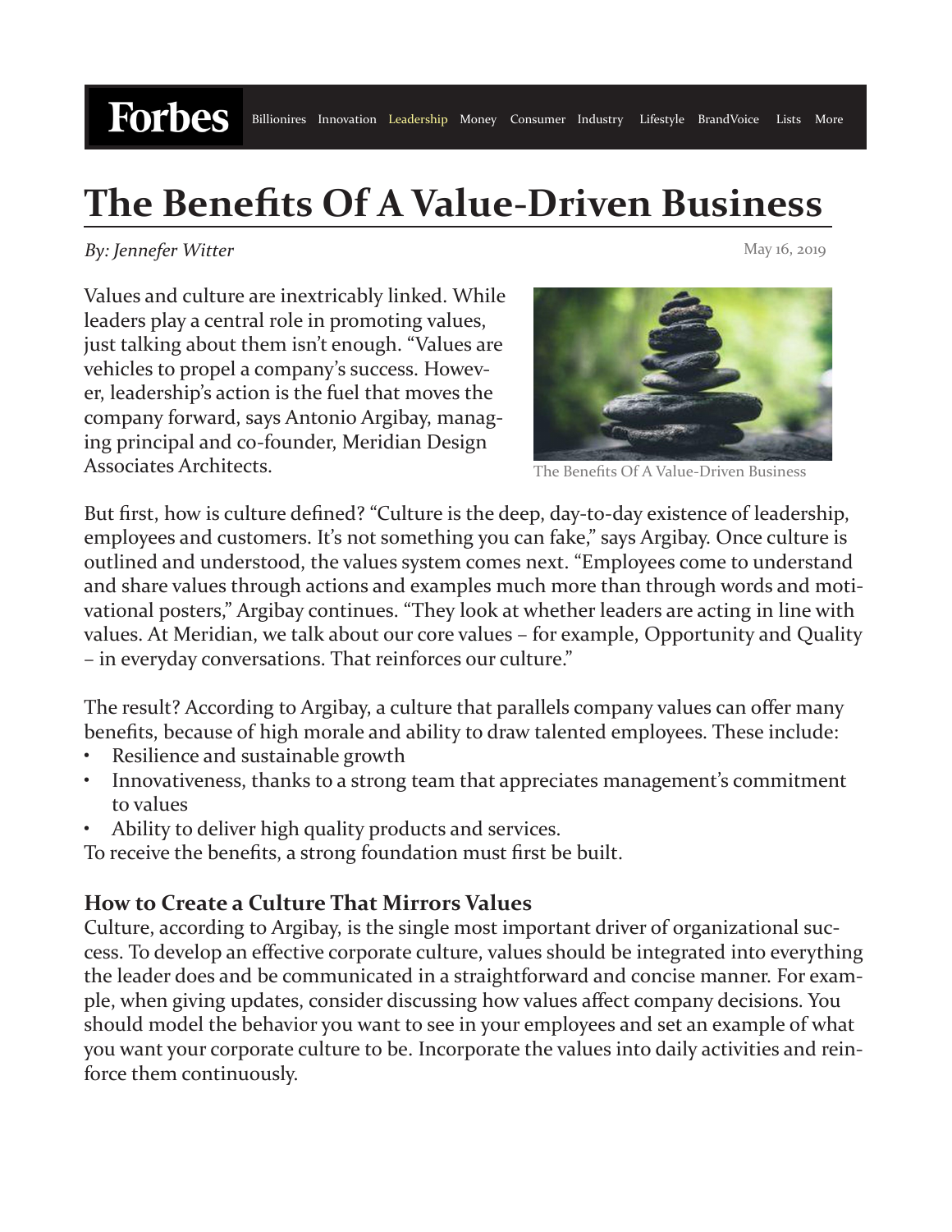# The Benefits Of A Value-Driven Business

*By: Jennefer Witter*

May 16, 2019

Values and culture are inextricably linked. While leaders play a central role in promoting values, just talking about them isn't enough. "Values are vehicles to propel a company's success. However, leadership's action is the fuel that moves the company forward, says Antonio Argibay, managing principal and co-founder, Meridian Design Associates Architects.

The Benefits Of A Value-Driven Business

But first, how is culture defined? "Culture is the deep, day-to-day existence of leadership, employees and customers. It's not something you can fake," says Argibay. Once culture is outlined and understood, the values system comes next. "Employees come to understand and share values through actions and examples much more than through words and motivational posters," Argibay continues. "They look at whether leaders are acting in line with values. At Meridian, we talk about our core values – for example, Opportunity and Quality – in everyday conversations. That reinforces our culture."

The result? According to Argibay, a culture that parallels company values can offer many benefits, because of high morale and ability to draw talented employees. These include:

- Resilience and sustainable growth
- Innovativeness, thanks to a strong team that appreciates management's commitment to values
- Ability to deliver high quality products and services.

To receive the benefits, a strong foundation must first be built.

### How to Create a Culture That Mirrors Values

Culture, according to Argibay, is the single most important driver of organizational success. To develop an effective corporate culture, values should be integrated into everything the leader does and be communicated in a straightforward and concise manner. For example, when giving updates, consider discussing how values affect company decisions. You should model the behavior you want to see in your employees and set an example of what you want your corporate culture to be. Incorporate the values into daily activities and reinforce them continuously.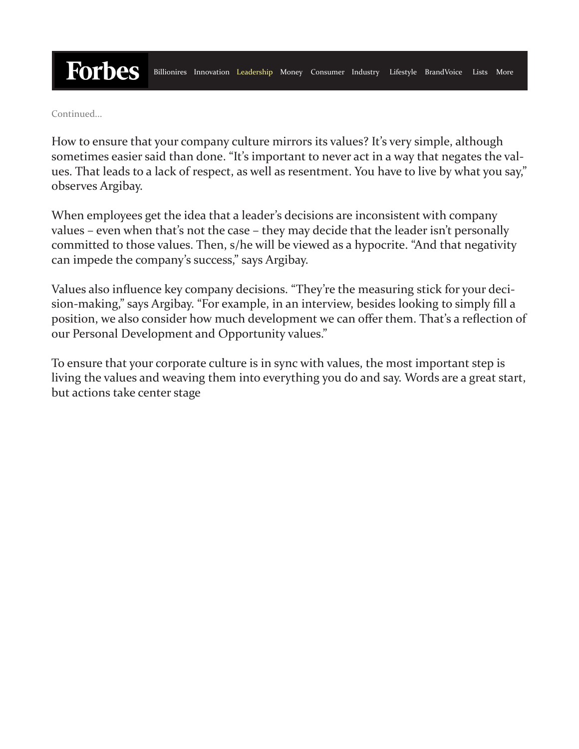Continued...

How to ensure that your company culture mirrors its values? It's very simple, although sometimes easier said than done. "It's important to never act in a way that negates the values. That leads to a lack of respect, as well as resentment. You have to live by what you say," observes Argibay.

When employees get the idea that a leader's decisions are inconsistent with company values – even when that's not the case – they may decide that the leader isn't personally committed to those values. Then, s/he will be viewed as a hypocrite. "And that negativity can impede the company's success," says Argibay.

Values also influence key company decisions. "They're the measuring stick for your decision-making," says Argibay. "For example, in an interview, besides looking to simply fill a position, we also consider how much development we can offer them. That's a reflection of our Personal Development and Opportunity values."

To ensure that your corporate culture is in sync with values, the most important step is living the values and weaving them into everything you do and say. Words are a great start, but actions take center stage